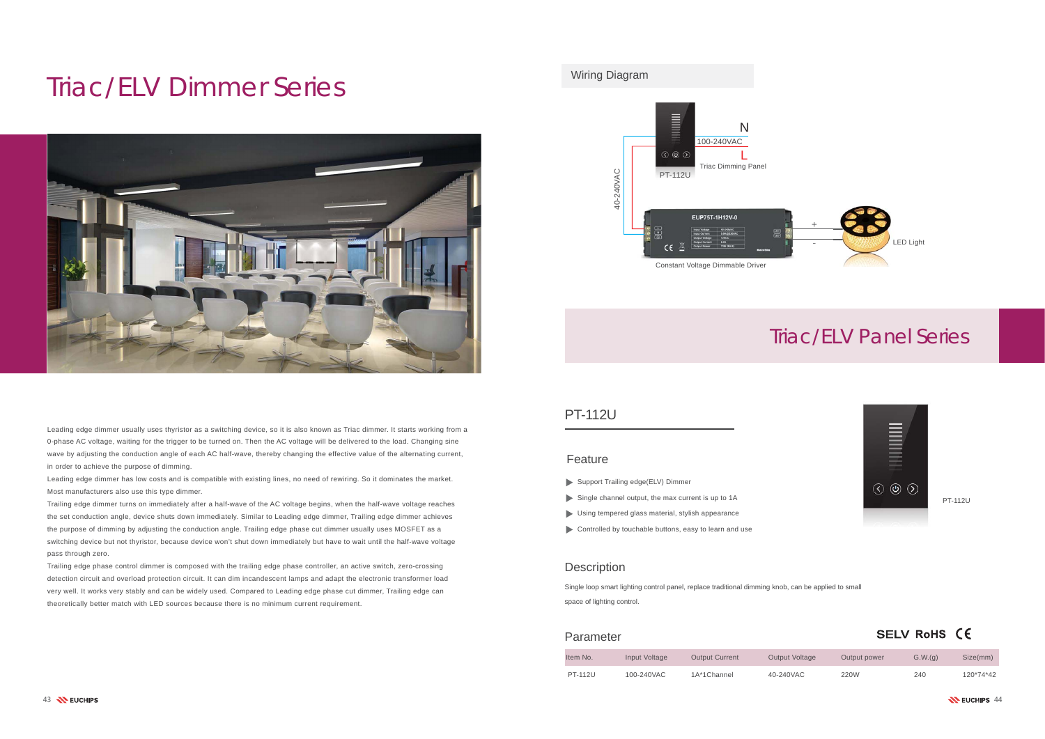# Triac/ELV Dimmer Series

Leading edge dimmer usually uses thyristor as a switching device, so it is also known as Triac dimmer. It starts working from a 0-phase AC voltage, waiting for the trigger to be turned on. Then the AC voltage will be delivered to the load. Changing sine wave by adjusting the conduction angle of each AC half-wave, thereby changing the effective value of the alternating current, in order to achieve the purpose of dimming.

Leading edge dimmer has low costs and is compatible with existing lines, no need of rewiring. So it dominates the market. Most manufacturers also use this type dimmer.

Trailing edge dimmer turns on immediately after a half-wave of the AC voltage begins, when the half-wave voltage reaches the set conduction angle, device shuts down immediately. Similar to Leading edge dimmer, Trailing edge dimmer achieves the purpose of dimming by adjusting the conduction angle. Trailing edge phase cut dimmer usually uses MOSFET as a switching device but not thyristor, because device won't shut down immediately but have to wait until the half-wave voltage pass through zero.

Trailing edge phase control dimmer is composed with the trailing edge phase controller, an active switch, zero-crossing detection circuit and overload protection circuit. It can dim incandescent lamps and adapt the electronic transformer load very well. It works very stably and can be widely used. Compared to Leading edge phase cut dimmer, Trailing edge can theoretically better match with LED sources because there is no minimum current requirement.

## Wiring Diagram

N
100-240VAC
L
Triac Dimming Panel
PT-112U
40-240VAC
EUP75T-1H12V-0
Constant Voltage Dimmable Driver
+
-
LED Light

# Triac/ELV Panel Series

## PT-112U

### Feature

- Support Trailing edge(ELV) Dimmer
- Single channel output, the max current is up to 1A
- Using tempered glass material, stylish appearance
- Controlled by touchable buttons, easy to learn and use

PT-112U

### Description

Single loop smart lighting control panel, replace traditional dimming knob, can be applied to small space of lighting control.

### Parameter

SELV RoHS CE

| Item No. | Input Voltage | Output Current | Output Voltage | Output power | G.W.(g) | Size(mm) |
|---|---|---|---|---|---|---|
| PT-112U | 100-240VAC | 1A*1Channel | 40-240VAC | 220W | 240 | 120*74*42 |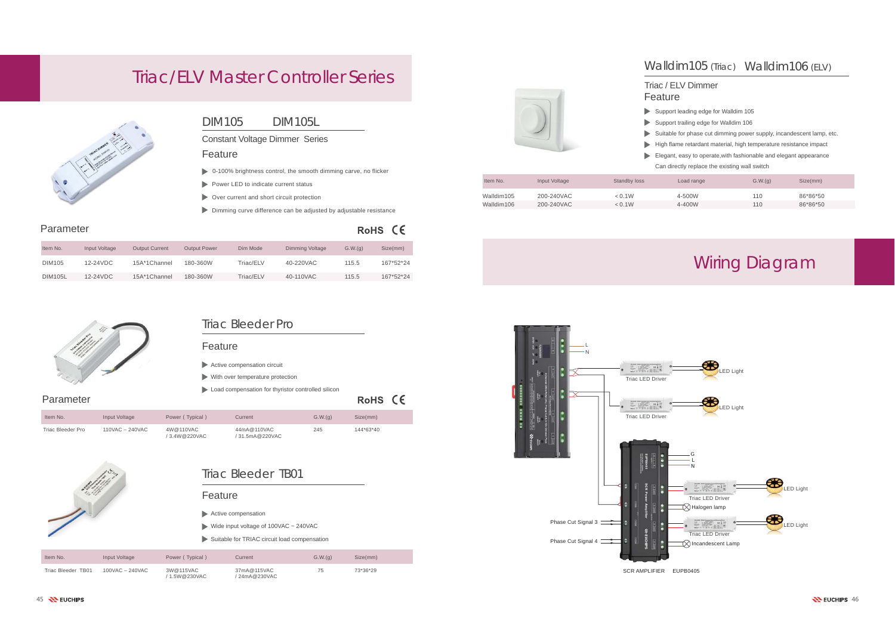# Triac/ELV Master Controller Series

## DIM105 DIM105L

Constant Voltage Dimmer Series

### Feature

- 0-100% brightness control, the smooth dimming carve, no flicker
- Power LED to indicate current status
- Over current and short circuit protection
- Dimming curve difference can be adjusted by adjustable resistance

### Parameter

RoHS CE

| Item No. | Input Voltage | Output Current | Output Power | Dim Mode | Dimming Voltage | G.W.(g) | Size(mm) |
|---|---|---|---|---|---|---|---|
| DIM105 | 12-24VDC | 15A*1Channel | 180-360W | Triac/ELV | 40-220VAC | 115.5 | 167*52*24 |
| DIM105L | 12-24VDC | 15A*1Channel | 180-360W | Triac/ELV | 40-110VAC | 115.5 | 167*52*24 |

## Triac Bleeder Pro

### Feature

- Active compensation circuit
- With over temperature protection
- Load compensation for thyristor controlled silicon

### Parameter

RoHS CE

| Item No. | Input Voltage | Power ( Typical ) | Current | G.W.(g) | Size(mm) |
|---|---|---|---|---|---|
| Triac Bleeder Pro | 110VAC ~ 240VAC | 4W@110VAC / 3.4W@220VAC | 44mA@110VAC / 31.5mA@220VAC | 245 | 144*63*40 |

## Triac Bleeder TB01

### Feature

- Active compensation
- Wide input voltage of 100VAC ~ 240VAC
- Suitable for TRIAC circuit load compensation

| Item No. | Input Voltage | Power ( Typical ) | Current | G.W.(g) | Size(mm) |
|---|---|---|---|---|---|
| Triac Bleeder TB01 | 100VAC ~ 240VAC | 3W@115VAC / 1.5W@230VAC | 37mA@115VAC / 24mA@230VAC | 75 | 73*36*29 |

## Walldim105 (Triac) Walldim106 (ELV)

Triac / ELV Dimmer

### Feature

- Support leading edge for Walldim 105
- Support trailing edge for Walldim 106
- Suitable for phase cut dimming power supply, incandescent lamp, etc.
- High flame retardant material, high temperature resistance impact
- Elegant, easy to operate,with fashionable and elegant appearance
  Can directly replace the existing wall switch

| Item No. | Input Voltage | Standby loss | Load range | G.W.(g) | Size(mm) |
|---|---|---|---|---|---|
| Walldim105 | 200-240VAC | < 0.1W | 4-500W | 110 | 86*86*50 |
| Walldim106 | 200-240VAC | < 0.1W | 4-400W | 110 | 86*86*50 |

# Wiring Diagram

L
N
Triac LED Driver
LED Light
Triac LED Driver
LED Light
G
L
N
Triac LED Driver
LED Light
Halogen lamp
Phase Cut Signal 3
Triac LED Driver
LED Light
Phase Cut Signal 4
Incandescent Lamp

SCR AMPLIFIER EUPB0405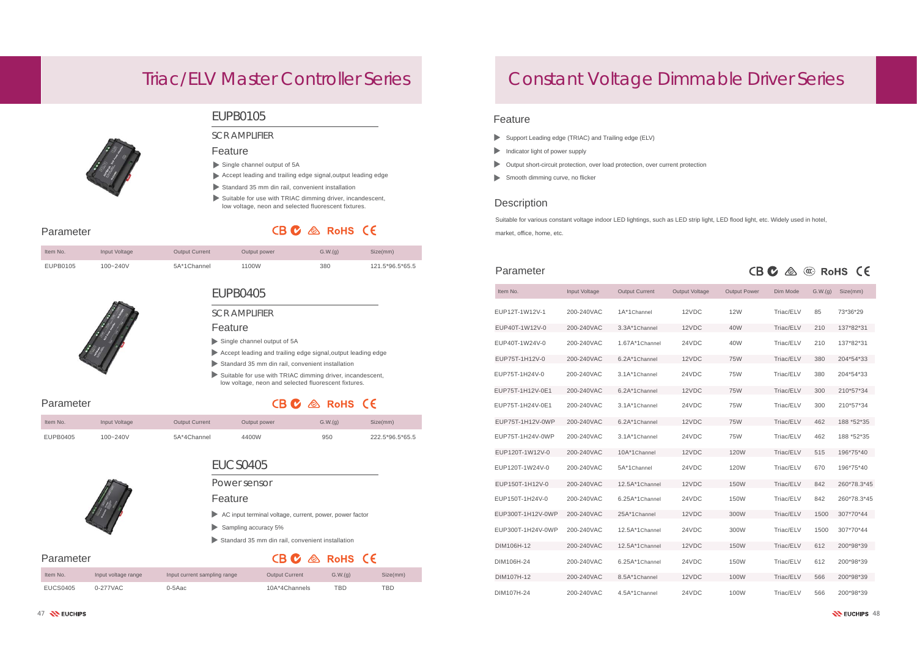# Triac/ELV Master Controller Series

## EUPB0105

### SCR AMPLIFIER

### Feature

- Single channel output of 5A
- Accept leading and trailing edge signal,output leading edge
- Standard 35 mm din rail, convenient installation
- Suitable for use with TRIAC dimming driver, incandescent, low voltage, neon and selected fluorescent fixtures.

### Parameter

CB RoHS CE

| Item No. | Input Voltage | Output Current | Output power | G.W.(g) | Size(mm) |
|---|---|---|---|---|---|
| EUPB0105 | 100~240V | 5A*1Channel | 1100W | 380 | 121.5*96.5*65.5 |

## EUPB0405

### SCR AMPLIFIER

### Feature

- Single channel output of 5A
- Accept leading and trailing edge signal,output leading edge
- Standard 35 mm din rail, convenient installation
- Suitable for use with TRIAC dimming driver, incandescent, low voltage, neon and selected fluorescent fixtures.

### Parameter

CB RoHS CE

| Item No. | Input Voltage | Output Current | Output power | G.W.(g) | Size(mm) |
|---|---|---|---|---|---|
| EUPB0405 | 100~240V | 5A*4Channel | 4400W | 950 | 222.5*96.5*65.5 |

## EUCS0405

### Power sensor

### Feature

- AC input terminal voltage, current, power, power factor
- Sampling accuracy 5%
- Standard 35 mm din rail, convenient installation

### Parameter

CB RoHS CE

| Item No. | Input voltage range | Input current sampling range | Output Current | G.W.(g) | Size(mm) |
|---|---|---|---|---|---|
| EUCS0405 | 0-277VAC | 0-5Aac | 10A*4Channels | TBD | TBD |

# Constant Voltage Dimmable Driver Series

## Feature

- Support Leading edge (TRIAC) and Trailing edge (ELV)
- Indicator light of power supply
- Output short-circuit protection, over load protection, over current protection
- Smooth dimming curve, no flicker

## Description

Suitable for various constant voltage indoor LED lightings, such as LED strip light, LED flood light, etc. Widely used in hotel, market, office, home, etc.

## Parameter

CB RoHS CE

| Item No. | Input Voltage | Output Current | Output Voltage | Output Power | Dim Mode | G.W.(g) | Size(mm) |
|---|---|---|---|---|---|---|---|
| EUP12T-1W12V-1 | 200-240VAC | 1A*1Channel | 12VDC | 12W | Triac/ELV | 85 | 73*36*29 |
| EUP40T-1W12V-0 | 200-240VAC | 3.3A*1Channel | 12VDC | 40W | Triac/ELV | 210 | 137*82*31 |
| EUP40T-1W24V-0 | 200-240VAC | 1.67A*1Channel | 24VDC | 40W | Triac/ELV | 210 | 137*82*31 |
| EUP75T-1H12V-0 | 200-240VAC | 6.2A*1Channel | 12VDC | 75W | Triac/ELV | 380 | 204*54*33 |
| EUP75T-1H24V-0 | 200-240VAC | 3.1A*1Channel | 24VDC | 75W | Triac/ELV | 380 | 204*54*33 |
| EUP75T-1H12V-0E1 | 200-240VAC | 6.2A*1Channel | 12VDC | 75W | Triac/ELV | 300 | 210*57*34 |
| EUP75T-1H24V-0E1 | 200-240VAC | 3.1A*1Channel | 24VDC | 75W | Triac/ELV | 300 | 210*57*34 |
| EUP75T-1H12V-0WP | 200-240VAC | 6.2A*1Channel | 12VDC | 75W | Triac/ELV | 462 | 188 *52*35 |
| EUP75T-1H24V-0WP | 200-240VAC | 3.1A*1Channel | 24VDC | 75W | Triac/ELV | 462 | 188 *52*35 |
| EUP120T-1W12V-0 | 200-240VAC | 10A*1Channel | 12VDC | 120W | Triac/ELV | 515 | 196*75*40 |
| EUP120T-1W24V-0 | 200-240VAC | 5A*1Channel | 24VDC | 120W | Triac/ELV | 670 | 196*75*40 |
| EUP150T-1H12V-0 | 200-240VAC | 12.5A*1Channel | 12VDC | 150W | Triac/ELV | 842 | 260*78.3*45 |
| EUP150T-1H24V-0 | 200-240VAC | 6.25A*1Channel | 24VDC | 150W | Triac/ELV | 842 | 260*78.3*45 |
| EUP300T-1H12V-0WP | 200-240VAC | 25A*1Channel | 12VDC | 300W | Triac/ELV | 1500 | 307*70*44 |
| EUP300T-1H24V-0WP | 200-240VAC | 12.5A*1Channel | 24VDC | 300W | Triac/ELV | 1500 | 307*70*44 |
| DIM106H-12 | 200-240VAC | 12.5A*1Channel | 12VDC | 150W | Triac/ELV | 612 | 200*98*39 |
| DIM106H-24 | 200-240VAC | 6.25A*1Channel | 24VDC | 150W | Triac/ELV | 612 | 200*98*39 |
| DIM107H-12 | 200-240VAC | 8.5A*1Channel | 12VDC | 100W | Triac/ELV | 566 | 200*98*39 |
| DIM107H-24 | 200-240VAC | 4.5A*1Channel | 24VDC | 100W | Triac/ELV | 566 | 200*98*39 |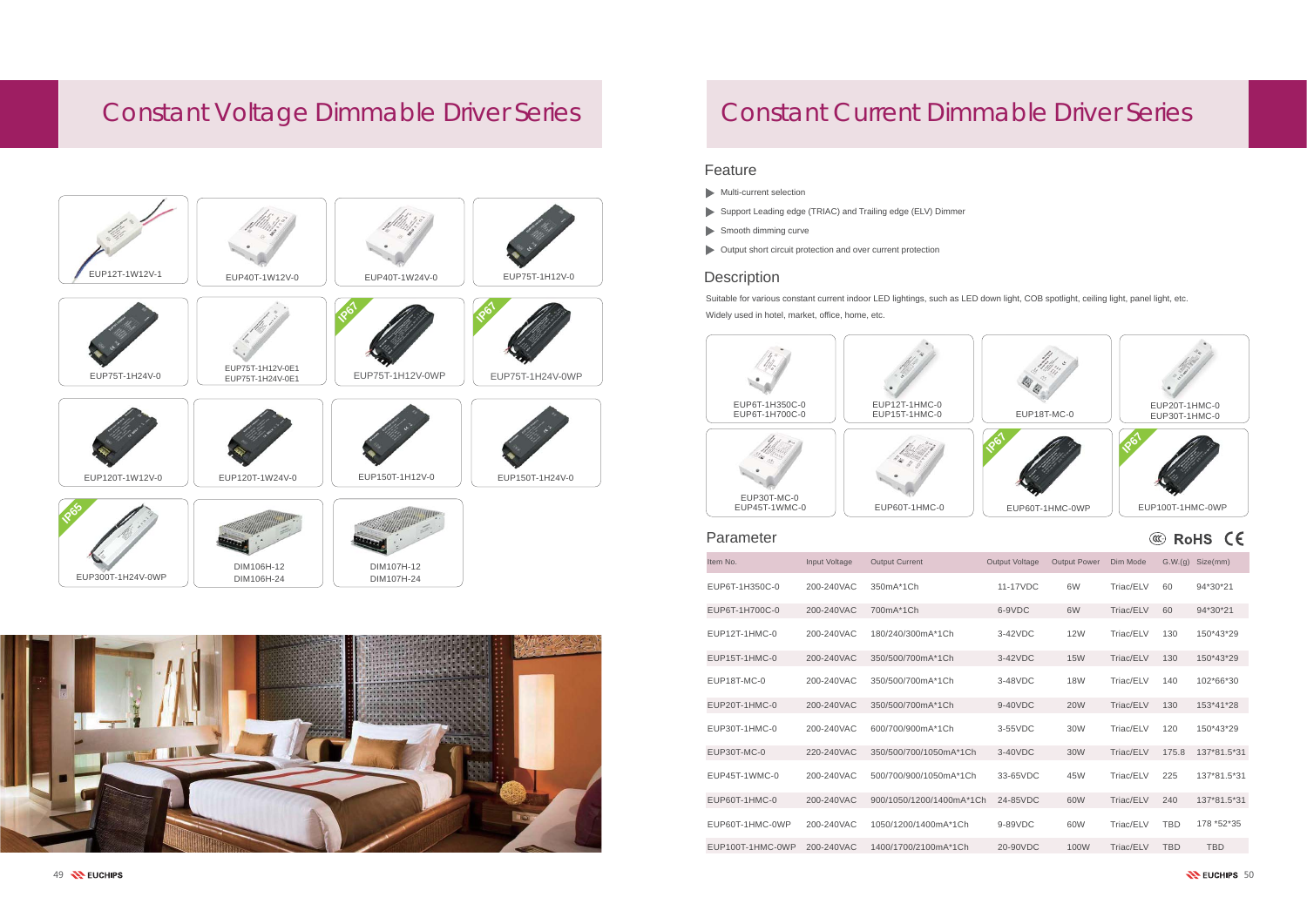# Constant Voltage Dimmable Driver Series

EUP12T-1W12V-1

EUP40T-1W12V-0

EUP40T-1W24V-0

EUP75T-1H12V-0

EUP75T-1H24V-0

EUP75T-1H12V-0E1
EUP75T-1H24V-0E1

IP67
EUP75T-1H12V-0WP

IP67
EUP75T-1H24V-0WP

EUP120T-1W12V-0

EUP120T-1W24V-0

EUP150T-1H12V-0

EUP150T-1H24V-0

IP65
EUP300T-1H24V-0WP

DIM106H-12
DIM106H-24

DIM107H-12
DIM107H-24

# Constant Current Dimmable Driver Series

## Feature

- Multi-current selection
- Support Leading edge (TRIAC) and Trailing edge (ELV) Dimmer
- Smooth dimming curve
- Output short circuit protection and over current protection

## Description

Suitable for various constant current indoor LED lightings, such as LED down light, COB spotlight, ceiling light, panel light, etc.

Widely used in hotel, market, office, home, etc.

EUP6T-1H350C-0
EUP6T-1H700C-0

EUP12T-1HMC-0
EUP15T-1HMC-0

EUP18T-MC-0

EUP20T-1HMC-0
EUP30T-1HMC-0

EUP30T-MC-0
EUP45T-1WMC-0

EUP60T-1HMC-0

IP67
EUP60T-1HMC-0WP

IP67
EUP100T-1HMC-0WP

## Parameter

RoHS CE

| Item No. | Input Voltage | Output Current | Output Voltage | Output Power | Dim Mode | G.W.(g) | Size(mm) |
|---|---|---|---|---|---|---|---|
| EUP6T-1H350C-0 | 200-240VAC | 350mA*1Ch | 11-17VDC | 6W | Triac/ELV | 60 | 94*30*21 |
| EUP6T-1H700C-0 | 200-240VAC | 700mA*1Ch | 6-9VDC | 6W | Triac/ELV | 60 | 94*30*21 |
| EUP12T-1HMC-0 | 200-240VAC | 180/240/300mA*1Ch | 3-42VDC | 12W | Triac/ELV | 130 | 150*43*29 |
| EUP15T-1HMC-0 | 200-240VAC | 350/500/700mA*1Ch | 3-42VDC | 15W | Triac/ELV | 130 | 150*43*29 |
| EUP18T-MC-0 | 200-240VAC | 350/500/700mA*1Ch | 3-48VDC | 18W | Triac/ELV | 140 | 102*66*30 |
| EUP20T-1HMC-0 | 200-240VAC | 350/500/700mA*1Ch | 9-40VDC | 20W | Triac/ELV | 130 | 153*41*28 |
| EUP30T-1HMC-0 | 200-240VAC | 600/700/900mA*1Ch | 3-55VDC | 30W | Triac/ELV | 120 | 150*43*29 |
| EUP30T-MC-0 | 220-240VAC | 350/500/700/1050mA*1Ch | 3-40VDC | 30W | Triac/ELV | 175.8 | 137*81.5*31 |
| EUP45T-1WMC-0 | 200-240VAC | 500/700/900/1050mA*1Ch | 33-65VDC | 45W | Triac/ELV | 225 | 137*81.5*31 |
| EUP60T-1HMC-0 | 200-240VAC | 900/1050/1200/1400mA*1Ch | 24-85VDC | 60W | Triac/ELV | 240 | 137*81.5*31 |
| EUP60T-1HMC-0WP | 200-240VAC | 1050/1200/1400mA*1Ch | 9-89VDC | 60W | Triac/ELV | TBD | 178 *52*35 |
| EUP100T-1HMC-0WP | 200-240VAC | 1400/1700/2100mA*1Ch | 20-90VDC | 100W | Triac/ELV | TBD | TBD |